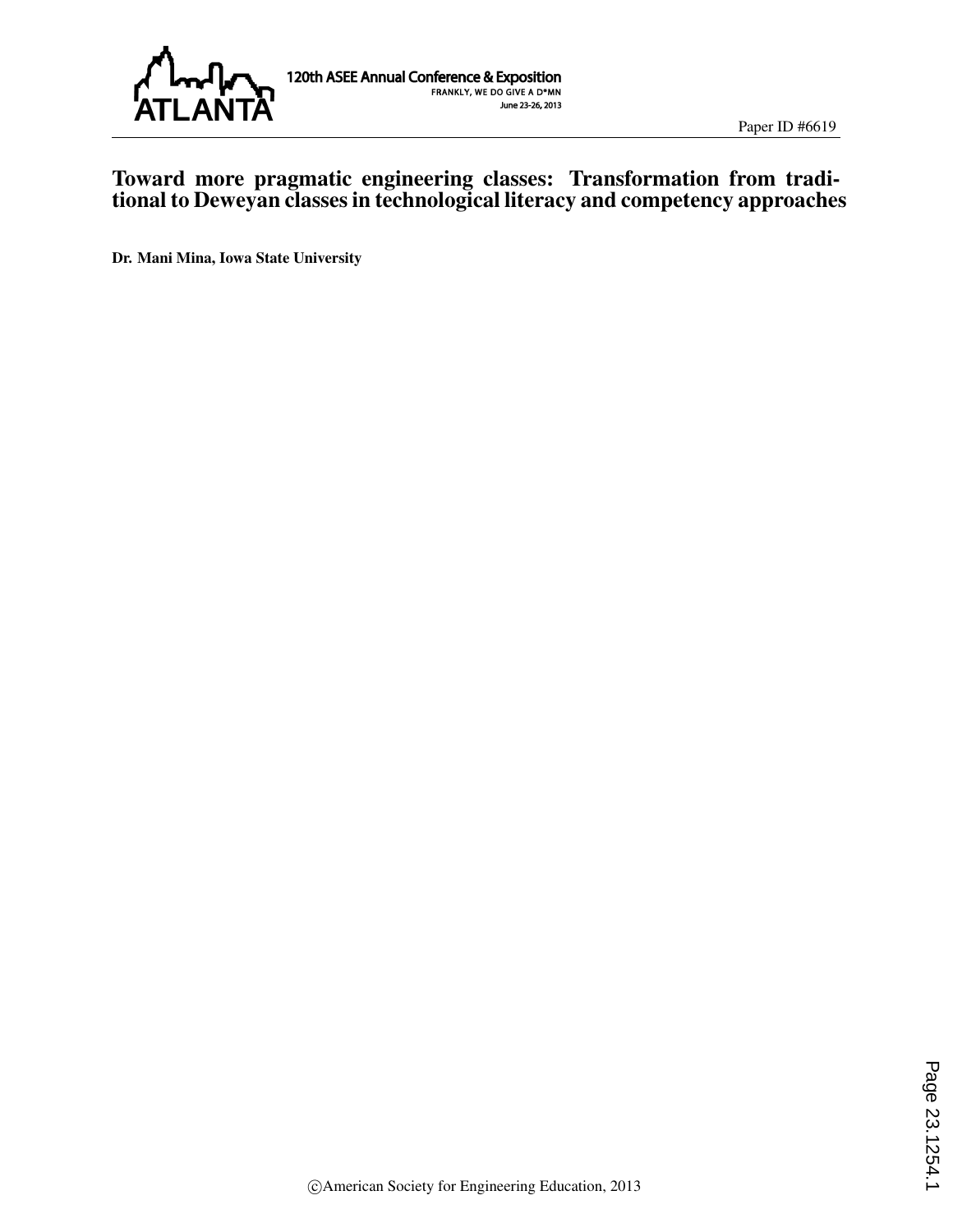Paper ID #6619

# Toward more pragmatic engineering classes: Transformation from traditional to Deweyan classes in technological literacy and competency approaches

**Dr. Mani Mina, Iowa State University**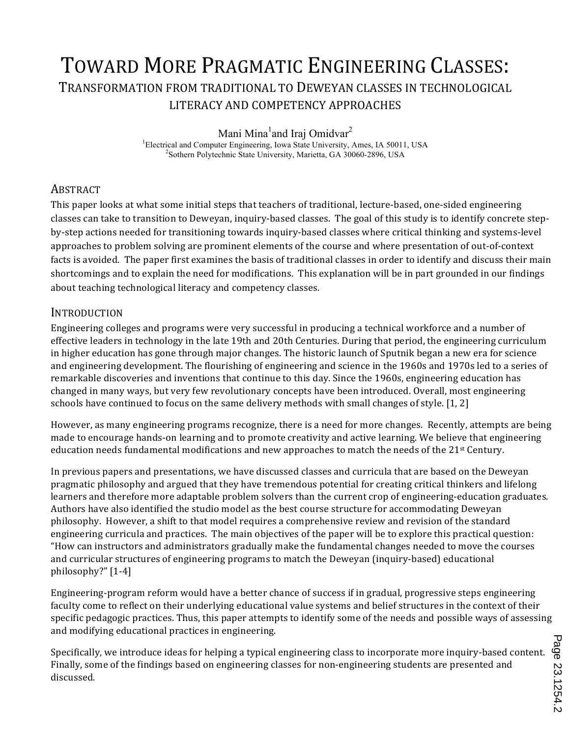# Toward More Pragmatic Engineering Classes:

## Transformation from traditional to Deweyan classes in technological literacy and competency approaches

Mani Mina[1] and Iraj Omidvar[2]

[1]Electrical and Computer Engineering, Iowa State University, Ames, IA 50011, USA
[2]Sothern Polytechnic State University, Marietta, GA 30060-2896, USA

## Abstract

This paper looks at what some initial steps that teachers of traditional, lecture-based, one-sided engineering classes can take to transition to Deweyan, inquiry-based classes. The goal of this study is to identify concrete step-by-step actions needed for transitioning towards inquiry-based classes where critical thinking and systems-level approaches to problem solving are prominent elements of the course and where presentation of out-of-context facts is avoided. The paper first examines the basis of traditional classes in order to identify and discuss their main shortcomings and to explain the need for modifications. This explanation will be in part grounded in our findings about teaching technological literacy and competency classes.

## Introduction

Engineering colleges and programs were very successful in producing a technical workforce and a number of effective leaders in technology in the late 19th and 20th Centuries. During that period, the engineering curriculum in higher education has gone through major changes. The historic launch of Sputnik began a new era for science and engineering development. The flourishing of engineering and science in the 1960s and 1970s led to a series of remarkable discoveries and inventions that continue to this day. Since the 1960s, engineering education has changed in many ways, but very few revolutionary concepts have been introduced. Overall, most engineering schools have continued to focus on the same delivery methods with small changes of style. [1, 2]

However, as many engineering programs recognize, there is a need for more changes. Recently, attempts are being made to encourage hands-on learning and to promote creativity and active learning. We believe that engineering education needs fundamental modifications and new approaches to match the needs of the 21st Century.

In previous papers and presentations, we have discussed classes and curricula that are based on the Deweyan pragmatic philosophy and argued that they have tremendous potential for creating critical thinkers and lifelong learners and therefore more adaptable problem solvers than the current crop of engineering-education graduates. Authors have also identified the studio model as the best course structure for accommodating Deweyan philosophy. However, a shift to that model requires a comprehensive review and revision of the standard engineering curricula and practices. The main objectives of the paper will be to explore this practical question: "How can instructors and administrators gradually make the fundamental changes needed to move the courses and curricular structures of engineering programs to match the Deweyan (inquiry-based) educational philosophy?" [1-4]

Engineering-program reform would have a better chance of success if in gradual, progressive steps engineering faculty come to reflect on their underlying educational value systems and belief structures in the context of their specific pedagogic practices. Thus, this paper attempts to identify some of the needs and possible ways of assessing and modifying educational practices in engineering.

Specifically, we introduce ideas for helping a typical engineering class to incorporate more inquiry-based content. Finally, some of the findings based on engineering classes for non-engineering students are presented and discussed.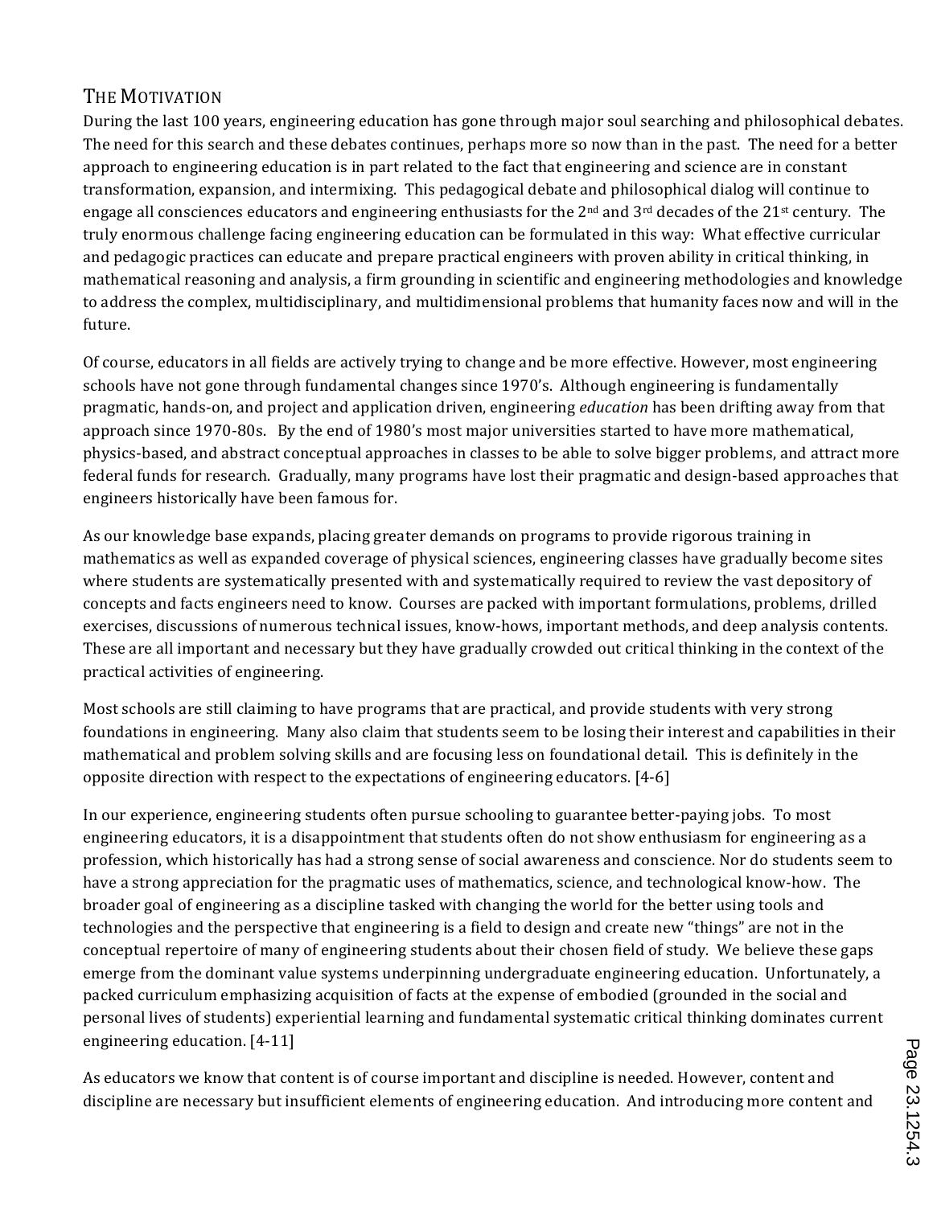## THE MOTIVATION

During the last 100 years, engineering education has gone through major soul searching and philosophical debates. The need for this search and these debates continues, perhaps more so now than in the past. The need for a better approach to engineering education is in part related to the fact that engineering and science are in constant transformation, expansion, and intermixing. This pedagogical debate and philosophical dialog will continue to engage all consciences educators and engineering enthusiasts for the 2nd and 3rd decades of the 21st century. The truly enormous challenge facing engineering education can be formulated in this way: What effective curricular and pedagogic practices can educate and prepare practical engineers with proven ability in critical thinking, in mathematical reasoning and analysis, a firm grounding in scientific and engineering methodologies and knowledge to address the complex, multidisciplinary, and multidimensional problems that humanity faces now and will in the future.

Of course, educators in all fields are actively trying to change and be more effective. However, most engineering schools have not gone through fundamental changes since 1970's. Although engineering is fundamentally pragmatic, hands-on, and project and application driven, engineering *education* has been drifting away from that approach since 1970-80s. By the end of 1980's most major universities started to have more mathematical, physics-based, and abstract conceptual approaches in classes to be able to solve bigger problems, and attract more federal funds for research. Gradually, many programs have lost their pragmatic and design-based approaches that engineers historically have been famous for.

As our knowledge base expands, placing greater demands on programs to provide rigorous training in mathematics as well as expanded coverage of physical sciences, engineering classes have gradually become sites where students are systematically presented with and systematically required to review the vast depository of concepts and facts engineers need to know. Courses are packed with important formulations, problems, drilled exercises, discussions of numerous technical issues, know-hows, important methods, and deep analysis contents. These are all important and necessary but they have gradually crowded out critical thinking in the context of the practical activities of engineering.

Most schools are still claiming to have programs that are practical, and provide students with very strong foundations in engineering. Many also claim that students seem to be losing their interest and capabilities in their mathematical and problem solving skills and are focusing less on foundational detail. This is definitely in the opposite direction with respect to the expectations of engineering educators. [4-6]

In our experience, engineering students often pursue schooling to guarantee better-paying jobs. To most engineering educators, it is a disappointment that students often do not show enthusiasm for engineering as a profession, which historically has had a strong sense of social awareness and conscience. Nor do students seem to have a strong appreciation for the pragmatic uses of mathematics, science, and technological know-how. The broader goal of engineering as a discipline tasked with changing the world for the better using tools and technologies and the perspective that engineering is a field to design and create new "things" are not in the conceptual repertoire of many of engineering students about their chosen field of study. We believe these gaps emerge from the dominant value systems underpinning undergraduate engineering education. Unfortunately, a packed curriculum emphasizing acquisition of facts at the expense of embodied (grounded in the social and personal lives of students) experiential learning and fundamental systematic critical thinking dominates current engineering education. [4-11]

As educators we know that content is of course important and discipline is needed. However, content and discipline are necessary but insufficient elements of engineering education. And introducing more content and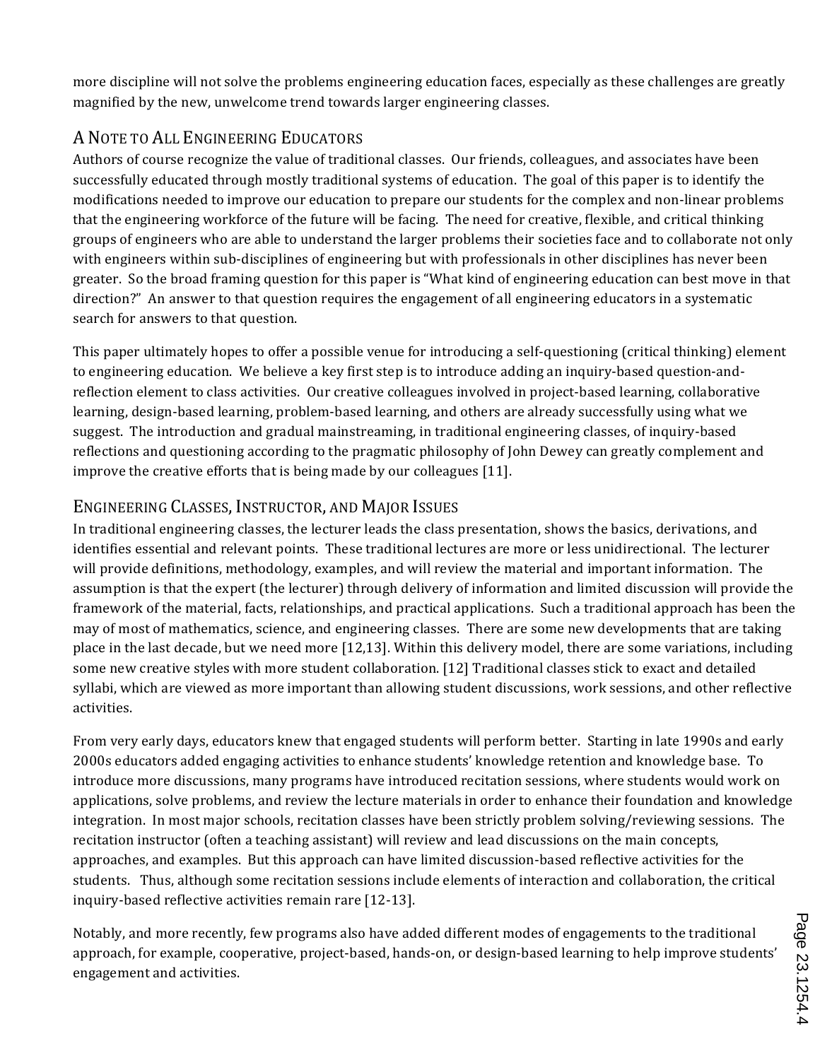more discipline will not solve the problems engineering education faces, especially as these challenges are greatly magnified by the new, unwelcome trend towards larger engineering classes.

## A Note to All Engineering Educators

Authors of course recognize the value of traditional classes. Our friends, colleagues, and associates have been successfully educated through mostly traditional systems of education. The goal of this paper is to identify the modifications needed to improve our education to prepare our students for the complex and non-linear problems that the engineering workforce of the future will be facing. The need for creative, flexible, and critical thinking groups of engineers who are able to understand the larger problems their societies face and to collaborate not only with engineers within sub-disciplines of engineering but with professionals in other disciplines has never been greater. So the broad framing question for this paper is "What kind of engineering education can best move in that direction?" An answer to that question requires the engagement of all engineering educators in a systematic search for answers to that question.

This paper ultimately hopes to offer a possible venue for introducing a self-questioning (critical thinking) element to engineering education. We believe a key first step is to introduce adding an inquiry-based question-and-reflection element to class activities. Our creative colleagues involved in project-based learning, collaborative learning, design-based learning, problem-based learning, and others are already successfully using what we suggest. The introduction and gradual mainstreaming, in traditional engineering classes, of inquiry-based reflections and questioning according to the pragmatic philosophy of John Dewey can greatly complement and improve the creative efforts that is being made by our colleagues [11].

## Engineering Classes, Instructor, and Major Issues

In traditional engineering classes, the lecturer leads the class presentation, shows the basics, derivations, and identifies essential and relevant points. These traditional lectures are more or less unidirectional. The lecturer will provide definitions, methodology, examples, and will review the material and important information. The assumption is that the expert (the lecturer) through delivery of information and limited discussion will provide the framework of the material, facts, relationships, and practical applications. Such a traditional approach has been the may of most of mathematics, science, and engineering classes. There are some new developments that are taking place in the last decade, but we need more [12,13]. Within this delivery model, there are some variations, including some new creative styles with more student collaboration. [12] Traditional classes stick to exact and detailed syllabi, which are viewed as more important than allowing student discussions, work sessions, and other reflective activities.

From very early days, educators knew that engaged students will perform better. Starting in late 1990s and early 2000s educators added engaging activities to enhance students' knowledge retention and knowledge base. To introduce more discussions, many programs have introduced recitation sessions, where students would work on applications, solve problems, and review the lecture materials in order to enhance their foundation and knowledge integration. In most major schools, recitation classes have been strictly problem solving/reviewing sessions. The recitation instructor (often a teaching assistant) will review and lead discussions on the main concepts, approaches, and examples. But this approach can have limited discussion-based reflective activities for the students. Thus, although some recitation sessions include elements of interaction and collaboration, the critical inquiry-based reflective activities remain rare [12-13].

Notably, and more recently, few programs also have added different modes of engagements to the traditional approach, for example, cooperative, project-based, hands-on, or design-based learning to help improve students' engagement and activities.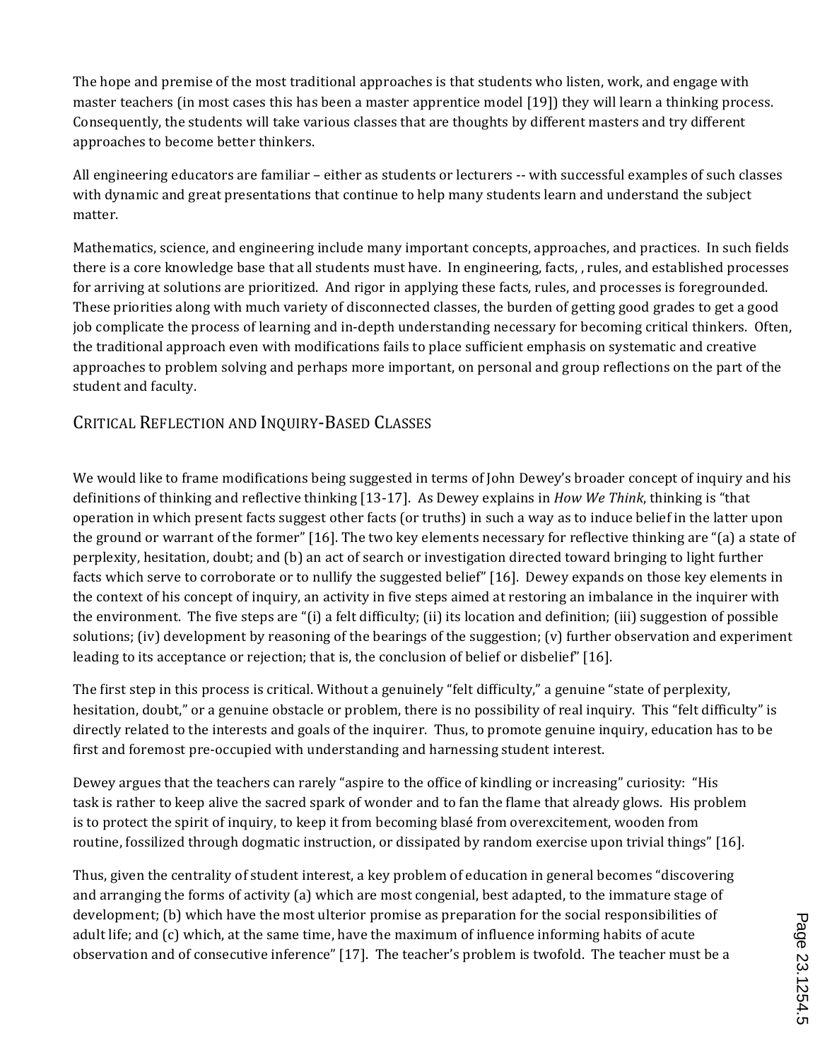The hope and premise of the most traditional approaches is that students who listen, work, and engage with master teachers (in most cases this has been a master apprentice model [19]) they will learn a thinking process. Consequently, the students will take various classes that are thoughts by different masters and try different approaches to become better thinkers.

All engineering educators are familiar – either as students or lecturers -- with successful examples of such classes with dynamic and great presentations that continue to help many students learn and understand the subject matter.

Mathematics, science, and engineering include many important concepts, approaches, and practices. In such fields there is a core knowledge base that all students must have. In engineering, facts, , rules, and established processes for arriving at solutions are prioritized. And rigor in applying these facts, rules, and processes is foregrounded. These priorities along with much variety of disconnected classes, the burden of getting good grades to get a good job complicate the process of learning and in-depth understanding necessary for becoming critical thinkers. Often, the traditional approach even with modifications fails to place sufficient emphasis on systematic and creative approaches to problem solving and perhaps more important, on personal and group reflections on the part of the student and faculty.

## Critical Reflection and Inquiry-Based Classes

We would like to frame modifications being suggested in terms of John Dewey's broader concept of inquiry and his definitions of thinking and reflective thinking [13-17]. As Dewey explains in *How We Think*, thinking is "that operation in which present facts suggest other facts (or truths) in such a way as to induce belief in the latter upon the ground or warrant of the former" [16]. The two key elements necessary for reflective thinking are "(a) a state of perplexity, hesitation, doubt; and (b) an act of search or investigation directed toward bringing to light further facts which serve to corroborate or to nullify the suggested belief" [16]. Dewey expands on those key elements in the context of his concept of inquiry, an activity in five steps aimed at restoring an imbalance in the inquirer with the environment. The five steps are "(i) a felt difficulty; (ii) its location and definition; (iii) suggestion of possible solutions; (iv) development by reasoning of the bearings of the suggestion; (v) further observation and experiment leading to its acceptance or rejection; that is, the conclusion of belief or disbelief" [16].

The first step in this process is critical. Without a genuinely "felt difficulty," a genuine "state of perplexity, hesitation, doubt," or a genuine obstacle or problem, there is no possibility of real inquiry. This "felt difficulty" is directly related to the interests and goals of the inquirer. Thus, to promote genuine inquiry, education has to be first and foremost pre-occupied with understanding and harnessing student interest.

Dewey argues that the teachers can rarely "aspire to the office of kindling or increasing" curiosity: "His task is rather to keep alive the sacred spark of wonder and to fan the flame that already glows. His problem is to protect the spirit of inquiry, to keep it from becoming blasé from overexcitement, wooden from routine, fossilized through dogmatic instruction, or dissipated by random exercise upon trivial things" [16].

Thus, given the centrality of student interest, a key problem of education in general becomes "discovering and arranging the forms of activity (a) which are most congenial, best adapted, to the immature stage of development; (b) which have the most ulterior promise as preparation for the social responsibilities of adult life; and (c) which, at the same time, have the maximum of influence informing habits of acute observation and of consecutive inference" [17]. The teacher's problem is twofold. The teacher must be a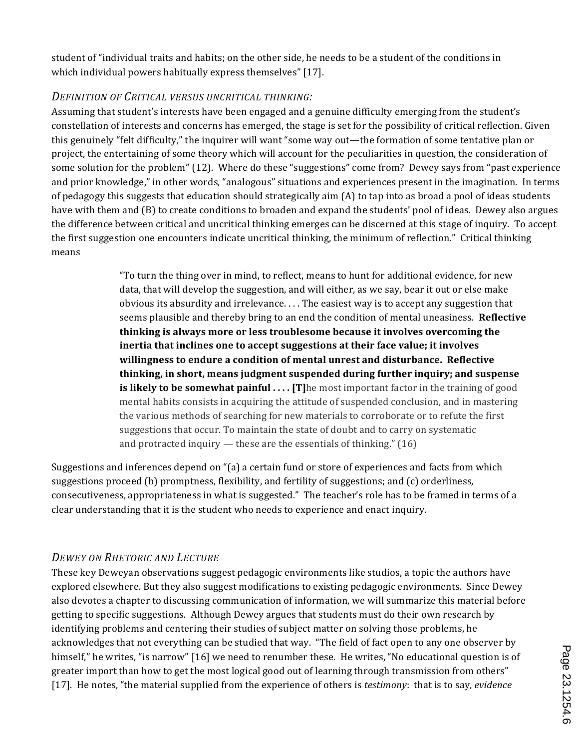student of "individual traits and habits; on the other side, he needs to be a student of the conditions in which individual powers habitually express themselves" [17].

*DEFINITION OF CRITICAL VERSUS UNCRITICAL THINKING:*

Assuming that student's interests have been engaged and a genuine difficulty emerging from the student's constellation of interests and concerns has emerged, the stage is set for the possibility of critical reflection. Given this genuinely "felt difficulty," the inquirer will want "some way out—the formation of some tentative plan or project, the entertaining of some theory which will account for the peculiarities in question, the consideration of some solution for the problem" (12). Where do these "suggestions" come from? Dewey says from "past experience and prior knowledge," in other words, "analogous" situations and experiences present in the imagination. In terms of pedagogy this suggests that education should strategically aim (A) to tap into as broad a pool of ideas students have with them and (B) to create conditions to broaden and expand the students' pool of ideas. Dewey also argues the difference between critical and uncritical thinking emerges can be discerned at this stage of inquiry. To accept the first suggestion one encounters indicate uncritical thinking, the minimum of reflection." Critical thinking means

> "To turn the thing over in mind, to reflect, means to hunt for additional evidence, for new data, that will develop the suggestion, and will either, as we say, bear it out or else make obvious its absurdity and irrelevance. . . . The easiest way is to accept any suggestion that seems plausible and thereby bring to an end the condition of mental uneasiness. **Reflective thinking is always more or less troublesome because it involves overcoming the inertia that inclines one to accept suggestions at their face value; it involves willingness to endure a condition of mental unrest and disturbance. Reflective thinking, in short, means judgment suspended during further inquiry; and suspense is likely to be somewhat painful . . . . [T]**he most important factor in the training of good mental habits consists in acquiring the attitude of suspended conclusion, and in mastering the various methods of searching for new materials to corroborate or to refute the first suggestions that occur. To maintain the state of doubt and to carry on systematic and protracted inquiry — these are the essentials of thinking." (16)

Suggestions and inferences depend on "(a) a certain fund or store of experiences and facts from which suggestions proceed (b) promptness, flexibility, and fertility of suggestions; and (c) orderliness, consecutiveness, appropriateness in what is suggested." The teacher's role has to be framed in terms of a clear understanding that it is the student who needs to experience and enact inquiry.

*DEWEY ON RHETORIC AND LECTURE*

These key Deweyan observations suggest pedagogic environments like studios, a topic the authors have explored elsewhere. But they also suggest modifications to existing pedagogic environments. Since Dewey also devotes a chapter to discussing communication of information, we will summarize this material before getting to specific suggestions. Although Dewey argues that students must do their own research by identifying problems and centering their studies of subject matter on solving those problems, he acknowledges that not everything can be studied that way. "The field of fact open to any one observer by himself," he writes, "is narrow" [16] we need to renumber these. He writes, "No educational question is of greater import than how to get the most logical good out of learning through transmission from others" [17]. He notes, "the material supplied from the experience of others is *testimony*: that is to say, *evidence*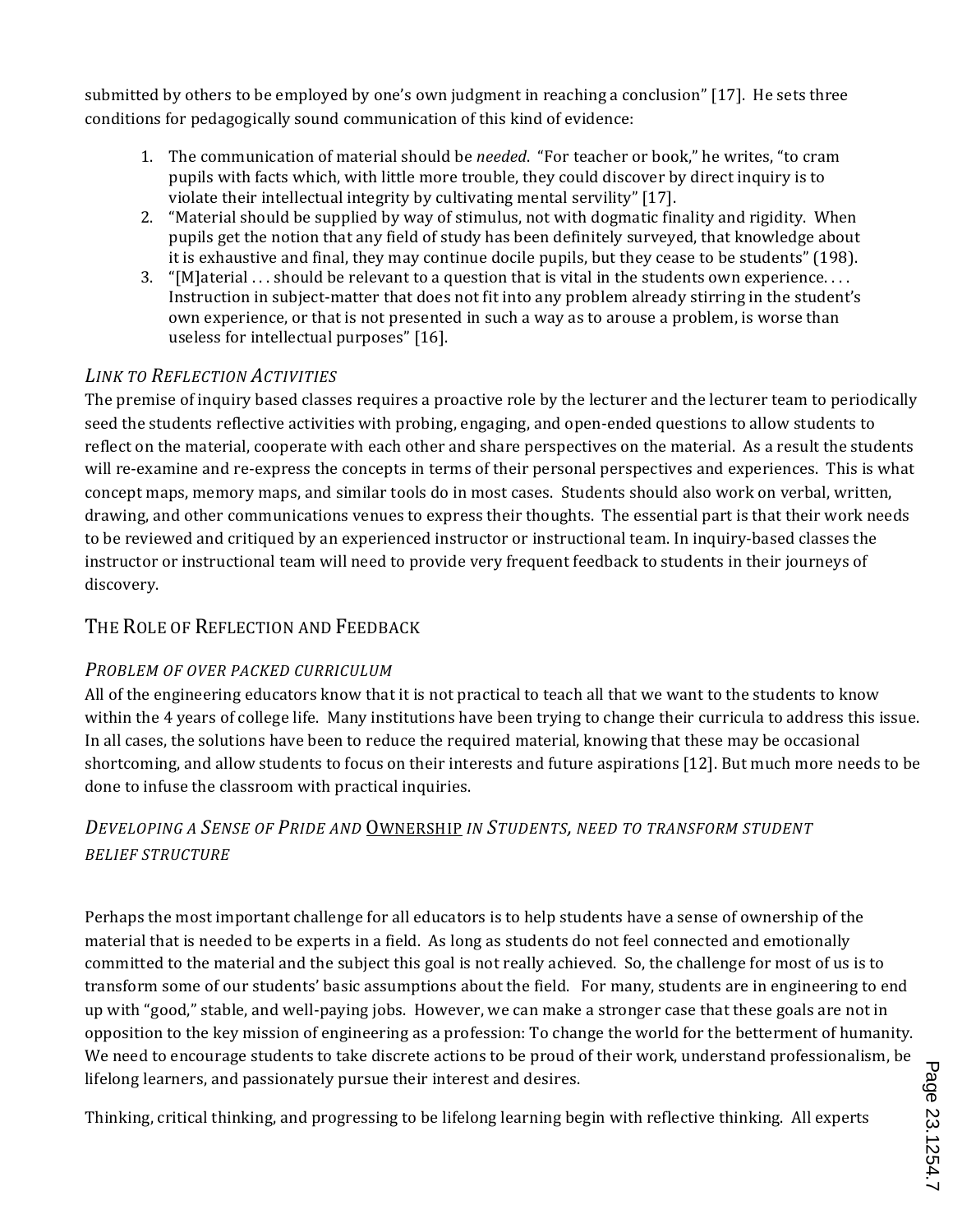submitted by others to be employed by one's own judgment in reaching a conclusion" [17]. He sets three conditions for pedagogically sound communication of this kind of evidence:

1. The communication of material should be *needed*. "For teacher or book," he writes, "to cram pupils with facts which, with little more trouble, they could discover by direct inquiry is to violate their intellectual integrity by cultivating mental servility" [17].
2. "Material should be supplied by way of stimulus, not with dogmatic finality and rigidity. When pupils get the notion that any field of study has been definitely surveyed, that knowledge about it is exhaustive and final, they may continue docile pupils, but they cease to be students" (198).
3. "[M]aterial . . . should be relevant to a question that is vital in the students own experience. . . . Instruction in subject-matter that does not fit into any problem already stirring in the student's own experience, or that is not presented in such a way as to arouse a problem, is worse than useless for intellectual purposes" [16].

### *Link to Reflection Activities*

The premise of inquiry based classes requires a proactive role by the lecturer and the lecturer team to periodically seed the students reflective activities with probing, engaging, and open-ended questions to allow students to reflect on the material, cooperate with each other and share perspectives on the material. As a result the students will re-examine and re-express the concepts in terms of their personal perspectives and experiences. This is what concept maps, memory maps, and similar tools do in most cases. Students should also work on verbal, written, drawing, and other communications venues to express their thoughts. The essential part is that their work needs to be reviewed and critiqued by an experienced instructor or instructional team. In inquiry-based classes the instructor or instructional team will need to provide very frequent feedback to students in their journeys of discovery.

## The Role of Reflection and Feedback

### *Problem of over packed curriculum*

All of the engineering educators know that it is not practical to teach all that we want to the students to know within the 4 years of college life. Many institutions have been trying to change their curricula to address this issue. In all cases, the solutions have been to reduce the required material, knowing that these may be occasional shortcoming, and allow students to focus on their interests and future aspirations [12]. But much more needs to be done to infuse the classroom with practical inquiries.

### *Developing a Sense of Pride and <u>Ownership</u> in Students, need to transform student belief structure*

Perhaps the most important challenge for all educators is to help students have a sense of ownership of the material that is needed to be experts in a field. As long as students do not feel connected and emotionally committed to the material and the subject this goal is not really achieved. So, the challenge for most of us is to transform some of our students' basic assumptions about the field. For many, students are in engineering to end up with "good," stable, and well-paying jobs. However, we can make a stronger case that these goals are not in opposition to the key mission of engineering as a profession: To change the world for the betterment of humanity. We need to encourage students to take discrete actions to be proud of their work, understand professionalism, be lifelong learners, and passionately pursue their interest and desires.

Thinking, critical thinking, and progressing to be lifelong learning begin with reflective thinking. All experts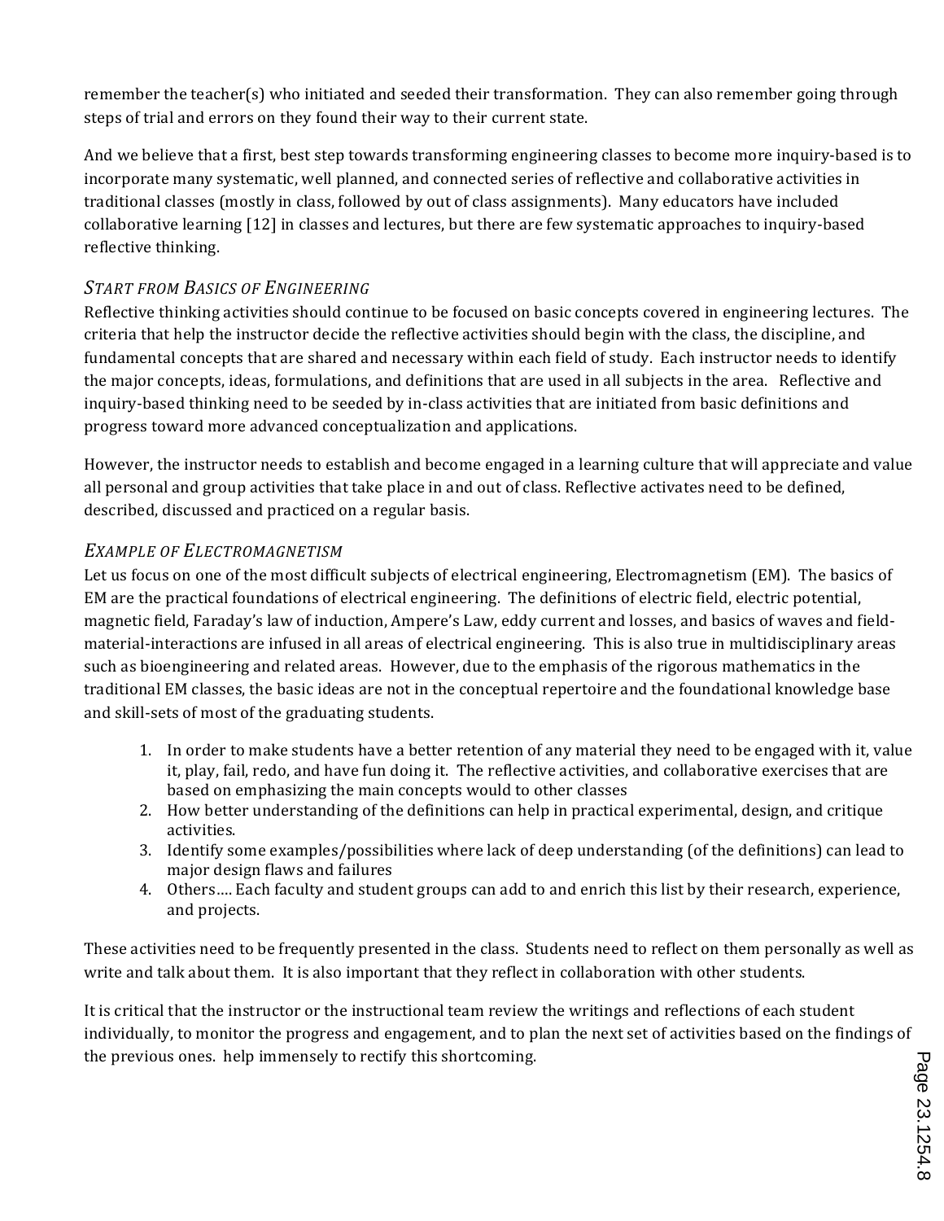remember the teacher(s) who initiated and seeded their transformation. They can also remember going through steps of trial and errors on they found their way to their current state.

And we believe that a first, best step towards transforming engineering classes to become more inquiry-based is to incorporate many systematic, well planned, and connected series of reflective and collaborative activities in traditional classes (mostly in class, followed by out of class assignments). Many educators have included collaborative learning [12] in classes and lectures, but there are few systematic approaches to inquiry-based reflective thinking.

### *Start from Basics of Engineering*

Reflective thinking activities should continue to be focused on basic concepts covered in engineering lectures. The criteria that help the instructor decide the reflective activities should begin with the class, the discipline, and fundamental concepts that are shared and necessary within each field of study. Each instructor needs to identify the major concepts, ideas, formulations, and definitions that are used in all subjects in the area. Reflective and inquiry-based thinking need to be seeded by in-class activities that are initiated from basic definitions and progress toward more advanced conceptualization and applications.

However, the instructor needs to establish and become engaged in a learning culture that will appreciate and value all personal and group activities that take place in and out of class. Reflective activates need to be defined, described, discussed and practiced on a regular basis.

### *Example of Electromagnetism*

Let us focus on one of the most difficult subjects of electrical engineering, Electromagnetism (EM). The basics of EM are the practical foundations of electrical engineering. The definitions of electric field, electric potential, magnetic field, Faraday's law of induction, Ampere's Law, eddy current and losses, and basics of waves and field-material-interactions are infused in all areas of electrical engineering. This is also true in multidisciplinary areas such as bioengineering and related areas. However, due to the emphasis of the rigorous mathematics in the traditional EM classes, the basic ideas are not in the conceptual repertoire and the foundational knowledge base and skill-sets of most of the graduating students.

1. In order to make students have a better retention of any material they need to be engaged with it, value it, play, fail, redo, and have fun doing it. The reflective activities, and collaborative exercises that are based on emphasizing the main concepts would to other classes
2. How better understanding of the definitions can help in practical experimental, design, and critique activities.
3. Identify some examples/possibilities where lack of deep understanding (of the definitions) can lead to major design flaws and failures
4. Others…. Each faculty and student groups can add to and enrich this list by their research, experience, and projects.

These activities need to be frequently presented in the class. Students need to reflect on them personally as well as write and talk about them. It is also important that they reflect in collaboration with other students.

It is critical that the instructor or the instructional team review the writings and reflections of each student individually, to monitor the progress and engagement, and to plan the next set of activities based on the findings of the previous ones. help immensely to rectify this shortcoming.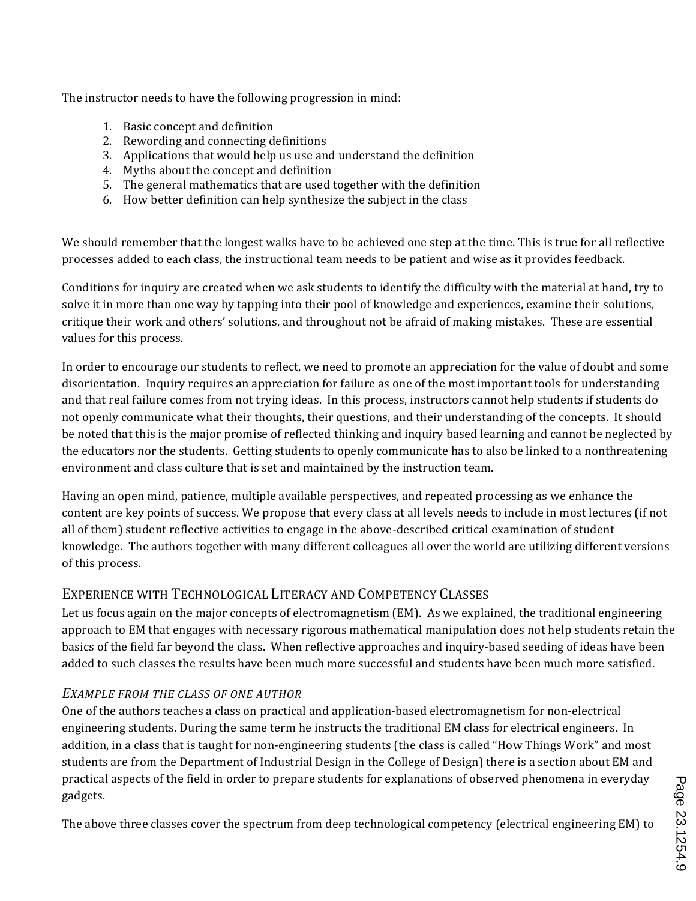The instructor needs to have the following progression in mind:

1. Basic concept and definition
2. Rewording and connecting definitions
3. Applications that would help us use and understand the definition
4. Myths about the concept and definition
5. The general mathematics that are used together with the definition
6. How better definition can help synthesize the subject in the class

We should remember that the longest walks have to be achieved one step at the time. This is true for all reflective processes added to each class, the instructional team needs to be patient and wise as it provides feedback.

Conditions for inquiry are created when we ask students to identify the difficulty with the material at hand, try to solve it in more than one way by tapping into their pool of knowledge and experiences, examine their solutions, critique their work and others' solutions, and throughout not be afraid of making mistakes. These are essential values for this process.

In order to encourage our students to reflect, we need to promote an appreciation for the value of doubt and some disorientation. Inquiry requires an appreciation for failure as one of the most important tools for understanding and that real failure comes from not trying ideas. In this process, instructors cannot help students if students do not openly communicate what their thoughts, their questions, and their understanding of the concepts. It should be noted that this is the major promise of reflected thinking and inquiry based learning and cannot be neglected by the educators nor the students. Getting students to openly communicate has to also be linked to a nonthreatening environment and class culture that is set and maintained by the instruction team.

Having an open mind, patience, multiple available perspectives, and repeated processing as we enhance the content are key points of success. We propose that every class at all levels needs to include in most lectures (if not all of them) student reflective activities to engage in the above-described critical examination of student knowledge. The authors together with many different colleagues all over the world are utilizing different versions of this process.

## Experience with Technological Literacy and Competency Classes

Let us focus again on the major concepts of electromagnetism (EM). As we explained, the traditional engineering approach to EM that engages with necessary rigorous mathematical manipulation does not help students retain the basics of the field far beyond the class. When reflective approaches and inquiry-based seeding of ideas have been added to such classes the results have been much more successful and students have been much more satisfied.

### *Example from the Class of One Author*

One of the authors teaches a class on practical and application-based electromagnetism for non-electrical engineering students. During the same term he instructs the traditional EM class for electrical engineers. In addition, in a class that is taught for non-engineering students (the class is called "How Things Work" and most students are from the Department of Industrial Design in the College of Design) there is a section about EM and practical aspects of the field in order to prepare students for explanations of observed phenomena in everyday gadgets.

The above three classes cover the spectrum from deep technological competency (electrical engineering EM) to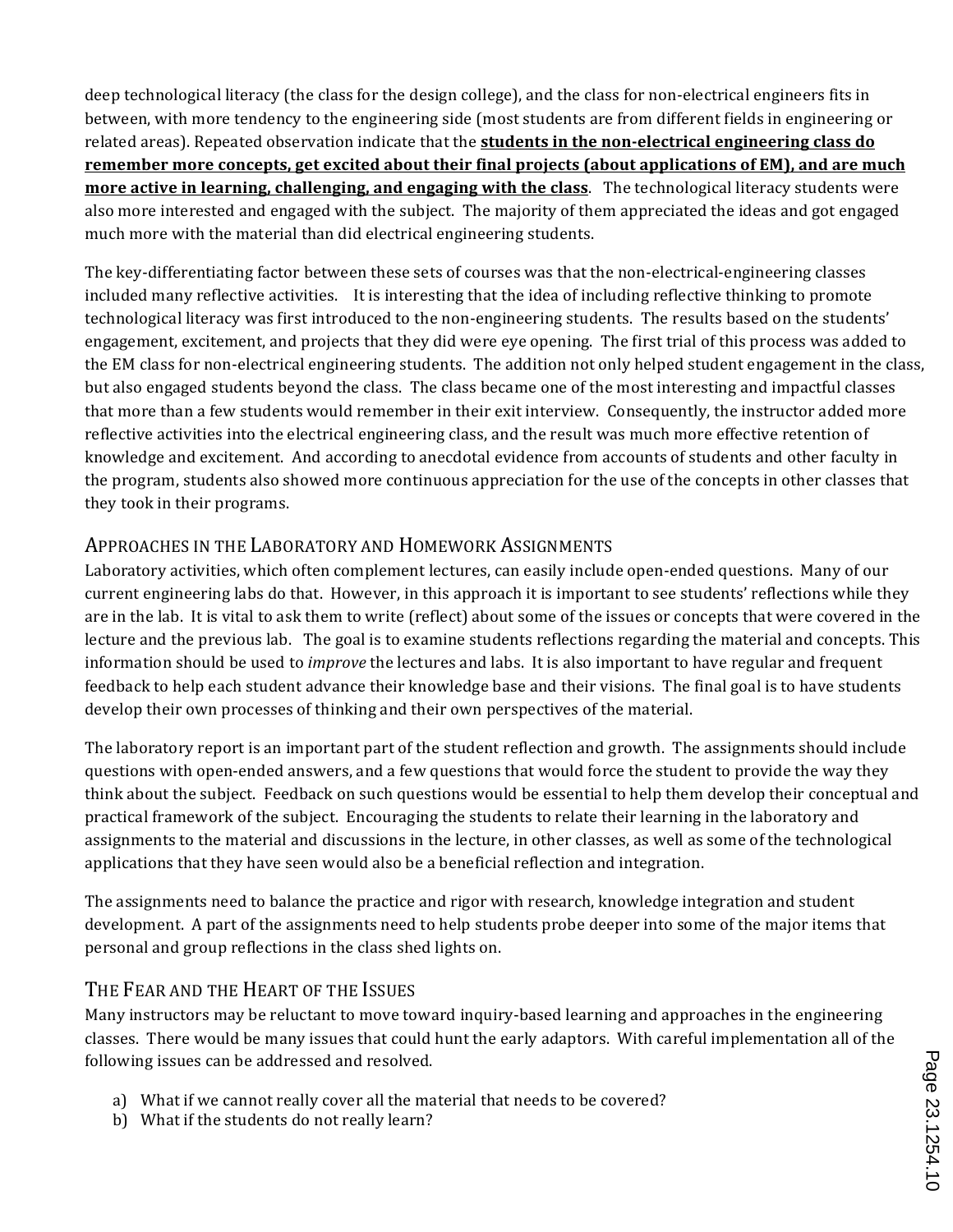deep technological literacy (the class for the design college), and the class for non-electrical engineers fits in between, with more tendency to the engineering side (most students are from different fields in engineering or related areas). Repeated observation indicate that the **students in the non-electrical engineering class do remember more concepts, get excited about their final projects (about applications of EM), and are much more active in learning, challenging, and engaging with the class**. The technological literacy students were also more interested and engaged with the subject. The majority of them appreciated the ideas and got engaged much more with the material than did electrical engineering students.

The key-differentiating factor between these sets of courses was that the non-electrical-engineering classes included many reflective activities. It is interesting that the idea of including reflective thinking to promote technological literacy was first introduced to the non-engineering students. The results based on the students' engagement, excitement, and projects that they did were eye opening. The first trial of this process was added to the EM class for non-electrical engineering students. The addition not only helped student engagement in the class, but also engaged students beyond the class. The class became one of the most interesting and impactful classes that more than a few students would remember in their exit interview. Consequently, the instructor added more reflective activities into the electrical engineering class, and the result was much more effective retention of knowledge and excitement. And according to anecdotal evidence from accounts of students and other faculty in the program, students also showed more continuous appreciation for the use of the concepts in other classes that they took in their programs.

## Approaches in the Laboratory and Homework Assignments

Laboratory activities, which often complement lectures, can easily include open-ended questions. Many of our current engineering labs do that. However, in this approach it is important to see students' reflections while they are in the lab. It is vital to ask them to write (reflect) about some of the issues or concepts that were covered in the lecture and the previous lab. The goal is to examine students reflections regarding the material and concepts. This information should be used to *improve* the lectures and labs. It is also important to have regular and frequent feedback to help each student advance their knowledge base and their visions. The final goal is to have students develop their own processes of thinking and their own perspectives of the material.

The laboratory report is an important part of the student reflection and growth. The assignments should include questions with open-ended answers, and a few questions that would force the student to provide the way they think about the subject. Feedback on such questions would be essential to help them develop their conceptual and practical framework of the subject. Encouraging the students to relate their learning in the laboratory and assignments to the material and discussions in the lecture, in other classes, as well as some of the technological applications that they have seen would also be a beneficial reflection and integration.

The assignments need to balance the practice and rigor with research, knowledge integration and student development. A part of the assignments need to help students probe deeper into some of the major items that personal and group reflections in the class shed lights on.

## The Fear and the Heart of the Issues

Many instructors may be reluctant to move toward inquiry-based learning and approaches in the engineering classes. There would be many issues that could hunt the early adaptors. With careful implementation all of the following issues can be addressed and resolved.

a) What if we cannot really cover all the material that needs to be covered?
b) What if the students do not really learn?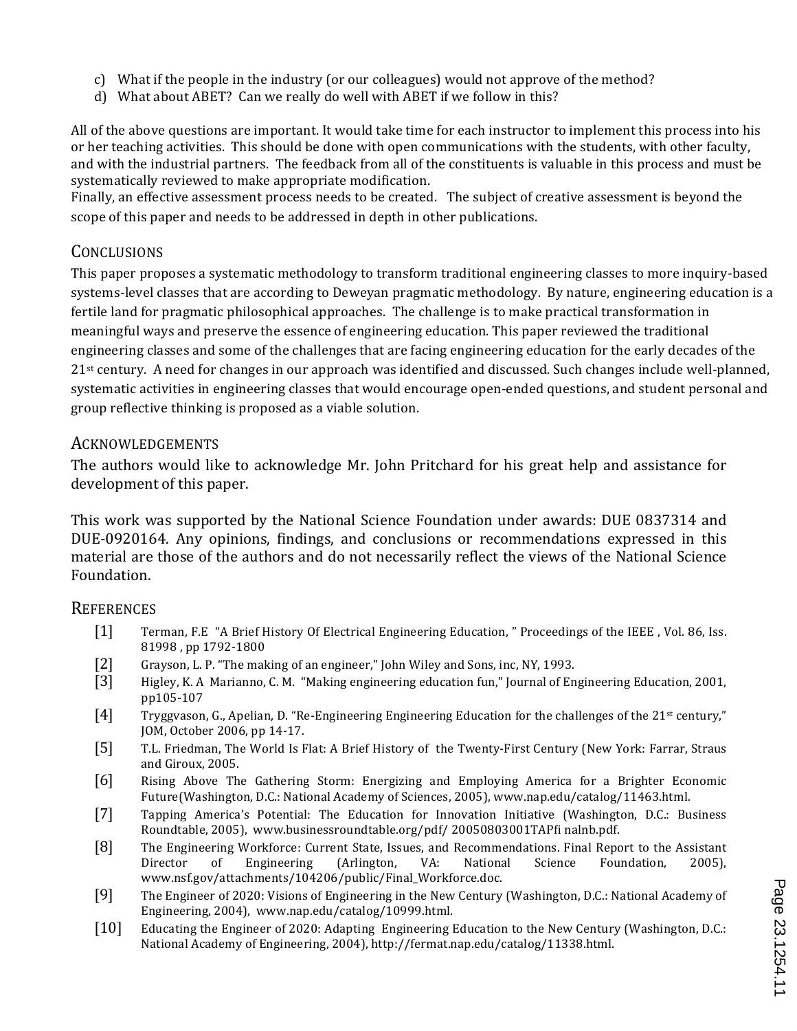c) What if the people in the industry (or our colleagues) would not approve of the method?
d) What about ABET? Can we really do well with ABET if we follow in this?

All of the above questions are important. It would take time for each instructor to implement this process into his or her teaching activities. This should be done with open communications with the students, with other faculty, and with the industrial partners. The feedback from all of the constituents is valuable in this process and must be systematically reviewed to make appropriate modification.
Finally, an effective assessment process needs to be created. The subject of creative assessment is beyond the scope of this paper and needs to be addressed in depth in other publications.

## Conclusions

This paper proposes a systematic methodology to transform traditional engineering classes to more inquiry-based systems-level classes that are according to Deweyan pragmatic methodology. By nature, engineering education is a fertile land for pragmatic philosophical approaches. The challenge is to make practical transformation in meaningful ways and preserve the essence of engineering education. This paper reviewed the traditional engineering classes and some of the challenges that are facing engineering education for the early decades of the 21st century. A need for changes in our approach was identified and discussed. Such changes include well-planned, systematic activities in engineering classes that would encourage open-ended questions, and student personal and group reflective thinking is proposed as a viable solution.

## Acknowledgements

The authors would like to acknowledge Mr. John Pritchard for his great help and assistance for development of this paper.

This work was supported by the National Science Foundation under awards: DUE 0837314 and DUE-0920164. Any opinions, findings, and conclusions or recommendations expressed in this material are those of the authors and do not necessarily reflect the views of the National Science Foundation.

## References

[1] Terman, F.E "A Brief History Of Electrical Engineering Education, " Proceedings of the IEEE , Vol. 86, Iss. 81998 , pp 1792-1800

[2] Grayson, L. P. "The making of an engineer," John Wiley and Sons, inc, NY, 1993.

[3] Higley, K. A Marianno, C. M. "Making engineering education fun," Journal of Engineering Education, 2001, pp105-107

[4] Tryggvason, G., Apelian, D. "Re-Engineering Engineering Education for the challenges of the 21st century," JOM, October 2006, pp 14-17.

[5] T.L. Friedman, The World Is Flat: A Brief History of the Twenty-First Century (New York: Farrar, Straus and Giroux, 2005.

[6] Rising Above The Gathering Storm: Energizing and Employing America for a Brighter Economic Future(Washington, D.C.: National Academy of Sciences, 2005), www.nap.edu/catalog/11463.html.

[7] Tapping America's Potential: The Education for Innovation Initiative (Washington, D.C.: Business Roundtable, 2005), www.businessroundtable.org/pdf/ 20050803001TAPfi nalnb.pdf.

[8] The Engineering Workforce: Current State, Issues, and Recommendations. Final Report to the Assistant Director of Engineering (Arlington, VA: National Science Foundation, 2005), www.nsf.gov/attachments/104206/public/Final_Workforce.doc.

[9] The Engineer of 2020: Visions of Engineering in the New Century (Washington, D.C.: National Academy of Engineering, 2004), www.nap.edu/catalog/10999.html.

[10] Educating the Engineer of 2020: Adapting Engineering Education to the New Century (Washington, D.C.: National Academy of Engineering, 2004), http://fermat.nap.edu/catalog/11338.html.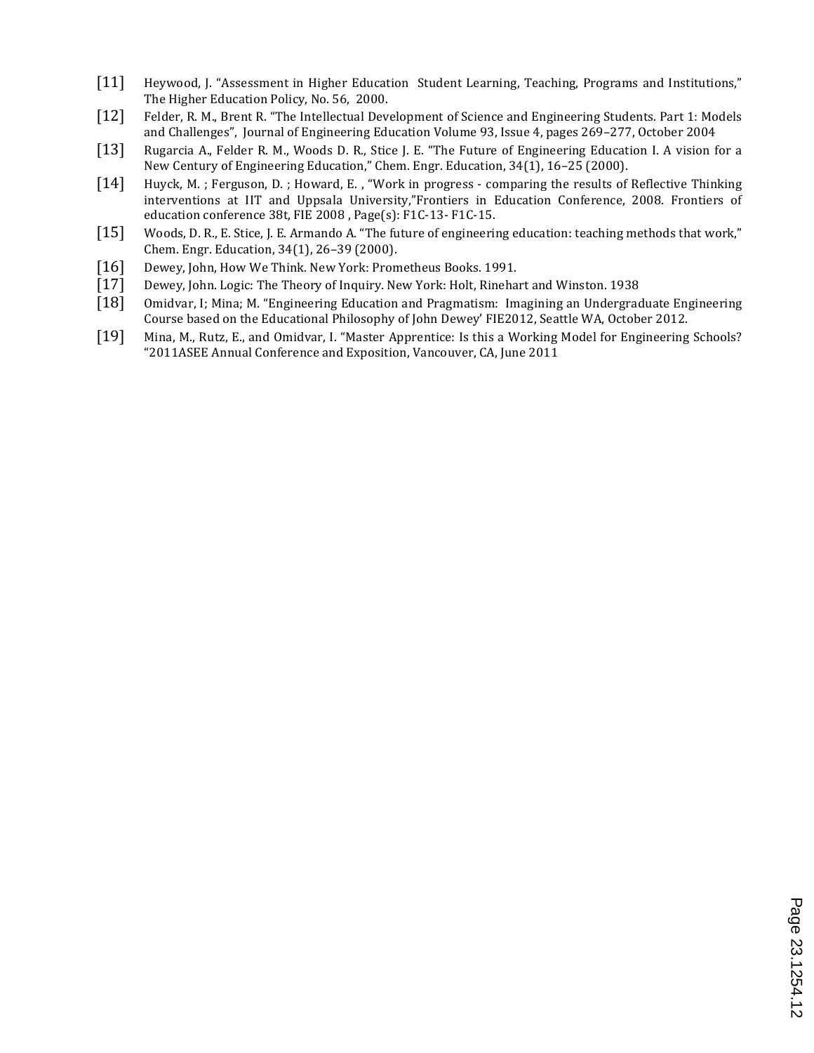[11] Heywood, J. "Assessment in Higher Education Student Learning, Teaching, Programs and Institutions," The Higher Education Policy, No. 56, 2000.

[12] Felder, R. M., Brent R. "The Intellectual Development of Science and Engineering Students. Part 1: Models and Challenges", Journal of Engineering Education Volume 93, Issue 4, pages 269–277, October 2004

[13] Rugarcia A., Felder R. M., Woods D. R., Stice J. E. "The Future of Engineering Education I. A vision for a New Century of Engineering Education," Chem. Engr. Education, 34(1), 16–25 (2000).

[14] Huyck, M. ; Ferguson, D. ; Howard, E. , "Work in progress - comparing the results of Reflective Thinking interventions at IIT and Uppsala University,"Frontiers in Education Conference, 2008. Frontiers of education conference 38t, FIE 2008 , Page(s): F1C-13- F1C-15.

[15] Woods, D. R., E. Stice, J. E. Armando A. "The future of engineering education: teaching methods that work," Chem. Engr. Education, 34(1), 26–39 (2000).

[16] Dewey, John, How We Think. New York: Prometheus Books. 1991.

[17] Dewey, John. Logic: The Theory of Inquiry. New York: Holt, Rinehart and Winston. 1938

[18] Omidvar, I; Mina; M. "Engineering Education and Pragmatism: Imagining an Undergraduate Engineering Course based on the Educational Philosophy of John Dewey' FIE2012, Seattle WA, October 2012.

[19] Mina, M., Rutz, E., and Omidvar, I. "Master Apprentice: Is this a Working Model for Engineering Schools? "2011ASEE Annual Conference and Exposition, Vancouver, CA, June 2011